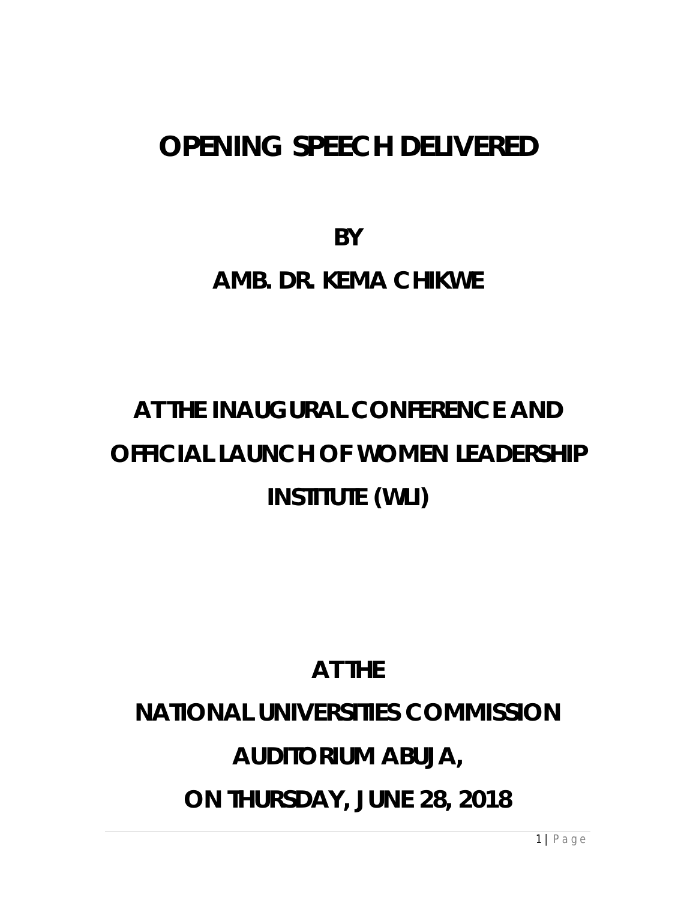# OPENING SPEECH DELIVERED

## BY

## AMB. DR. KEMA CHIKWE

## AT THE INAUGURAL CONFERENCE AND OFFICIAL LAUNCH OF WOMEN LEADERSHIP INSTITUTE (WLI)

## AT THE

## NATIONAL UNIVERSITIES COMMISSION AUDITORIUM ABUJA,

## ON THURSDAY, JUNE 28, 2018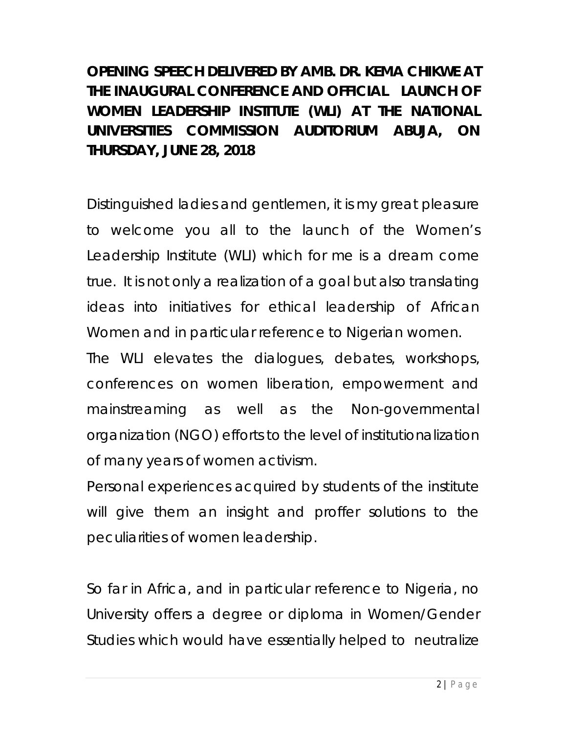**OPENING SPEECH DELIVERED BY AMB. DR. KEMA CHIKWE AT THE INAUGURAL CONFERENCE AND OFFICIAL LAUNCH OF WOMEN LEADERSHIP INSTITUTE (WLI) AT THE NATIONAL UNIVERSITIES COMMISSION AUDITORIUM ABUJA, ON THURSDAY, JUNE 28, 2018**

Distinguished ladies and gentlemen, it is my great pleasure to welcome you all to the launch of the Women's Leadership Institute (WLI) which for me is a dream come true. It is not only a realization of a goal but also translating ideas into initiatives for ethical leadership of African Women and in particular reference to Nigerian women.

The WLI elevates the dialogues, debates, workshops, conferences on women liberation, empowerment and mainstreaming as well as the Non-governmental organization (NGO) efforts to the level of institutionalization of many years of women activism.

Personal experiences acquired by students of the institute will give them an insight and proffer solutions to the peculiarities of women leadership.

So far in Africa, and in particular reference to Nigeria, no University offers a degree or diploma in Women/Gender Studies which would have essentially helped to neutralize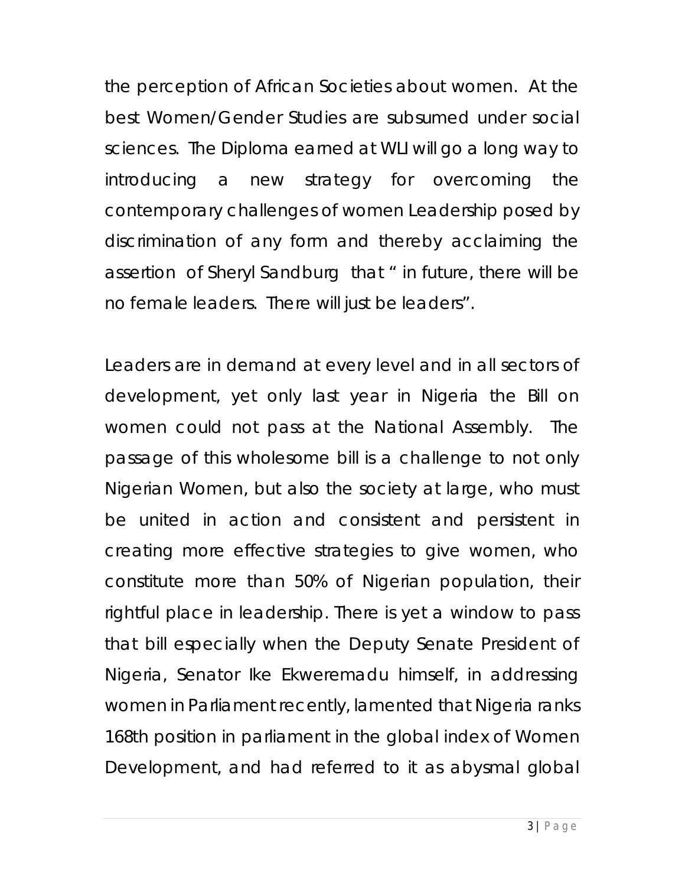the perception of African Societies about women. At the best Women/Gender Studies are subsumed under social sciences. The Diploma earned at WLI will go a long way to introducing a new strategy for overcoming the contemporary challenges of women Leadership posed by discrimination of any form and thereby acclaiming the assertion of Sheryl Sandburg that " in future, there will be no female leaders. There will just be leaders".

Leaders are in demand at every level and in all sectors of development, yet only last year in Nigeria the Bill on women could not pass at the National Assembly. The passage of this wholesome bill is a challenge to not only Nigerian Women, but also the society at large, who must be united in action and consistent and persistent in creating more effective strategies to give women, who constitute more than 50% of Nigerian population, their rightful place in leadership. There is yet a window to pass that bill especially when the Deputy Senate President of Nigeria, Senator Ike Ekweremadu himself, in addressing women in Parliament recently, lamented that Nigeria ranks 168th position in parliament in the global index of Women Development, and had referred to it as abysmal global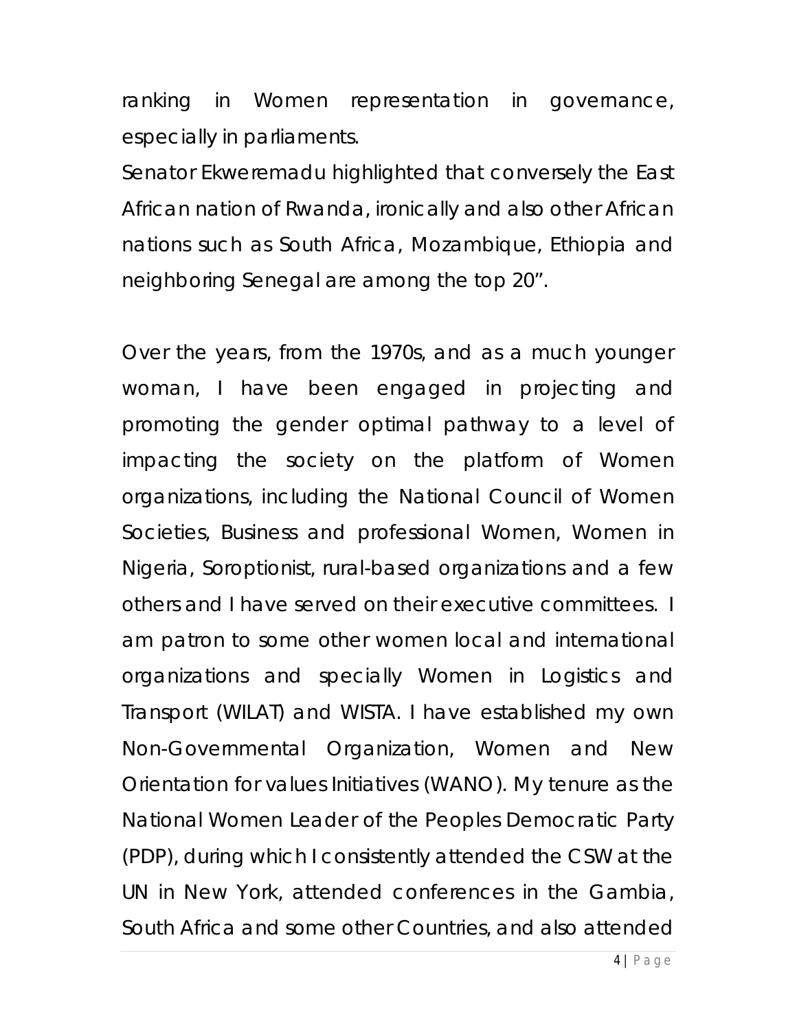ranking in Women representation in governance, especially in parliaments.

Senator Ekweremadu highlighted that conversely the East African nation of Rwanda, ironically and also other African nations such as South Africa, Mozambique, Ethiopia and neighboring Senegal are among the top 20".

Over the years, from the 1970s, and as a much younger woman, I have been engaged in projecting and promoting the gender optimal pathway to a level of impacting the society on the platform of Women organizations, including the National Council of Women Societies, Business and professional Women, Women in Nigeria, Soroptionist, rural-based organizations and a few others and I have served on their executive committees. I am patron to some other women local and international organizations and specially Women in Logistics and Transport (WILAT) and WISTA. I have established my own Non-Governmental Organization, Women and New Orientation for values Initiatives (WANO). My tenure as the National Women Leader of the Peoples Democratic Party (PDP), during which I consistently attended the CSW at the UN in New York, attended conferences in the Gambia, South Africa and some other Countries, and also attended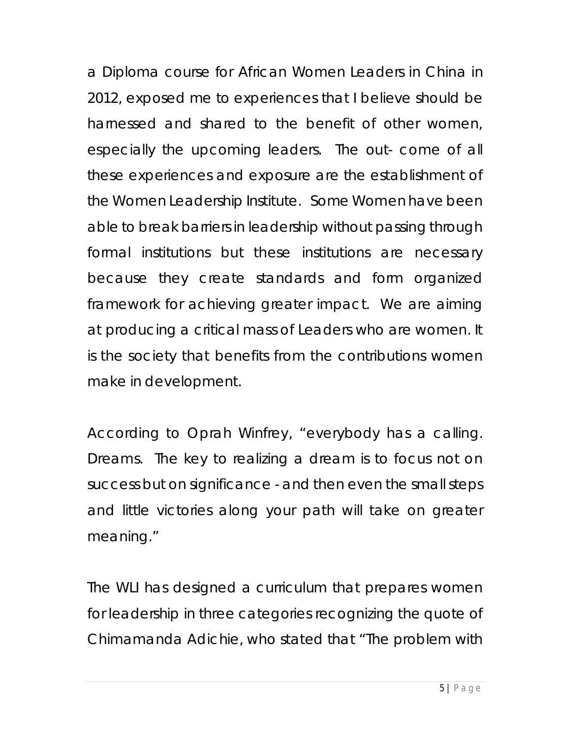a Diploma course for African Women Leaders in China in 2012, exposed me to experiences that I believe should be harnessed and shared to the benefit of other women, especially the upcoming leaders. The out- come of all these experiences and exposure are the establishment of the Women Leadership Institute. Some Women have been able to break barriers in leadership without passing through formal institutions but these institutions are necessary because they create standards and form organized framework for achieving greater impact. We are aiming at producing a critical mass of Leaders who are women. It is the society that benefits from the contributions women make in development.

According to Oprah Winfrey, "everybody has a calling. Dreams. The key to realizing a dream is to focus not on success but on significance - and then even the small steps and little victories along your path will take on greater meaning."

The WLI has designed a curriculum that prepares women for leadership in three categories recognizing the quote of Chimamanda Adichie, who stated that "The problem with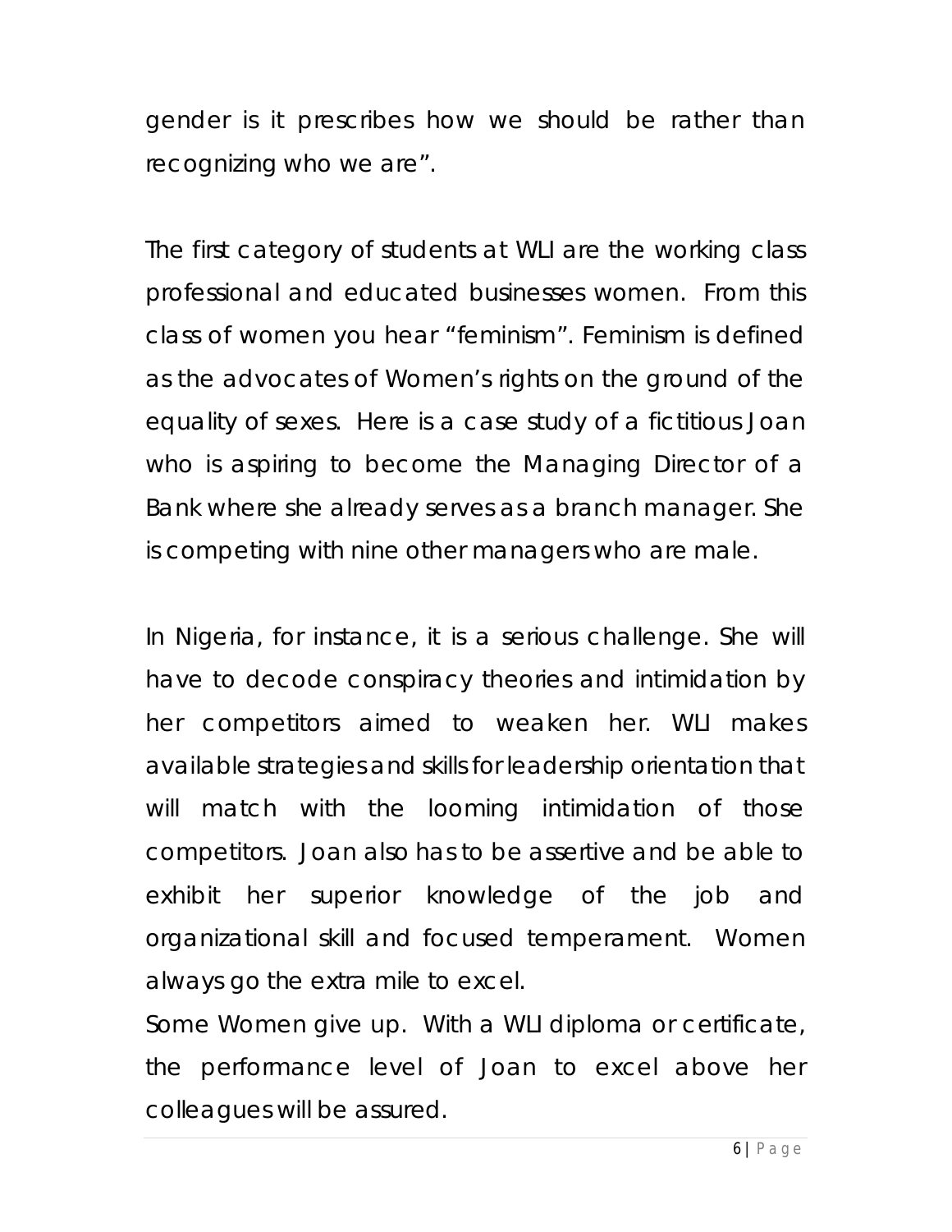gender is it prescribes how we should be rather than recognizing who we are".

The first category of students at WLI are the working class professional and educated businesses women. From this class of women you hear "feminism". Feminism is defined as the advocates of Women's rights on the ground of the equality of sexes. Here is a case study of a fictitious Joan who is aspiring to become the Managing Director of a Bank where she already serves as a branch manager. She is competing with nine other managers who are male.

In Nigeria, for instance, it is a serious challenge. She will have to decode conspiracy theories and intimidation by her competitors aimed to weaken her. WLI makes available strategies and skills for leadership orientation that will match with the looming intimidation of those competitors. Joan also has to be assertive and be able to exhibit her superior knowledge of the job and organizational skill and focused temperament. Women always go the extra mile to excel.

Some Women give up. With a WLI diploma or certificate, the performance level of Joan to excel above her colleagues will be assured.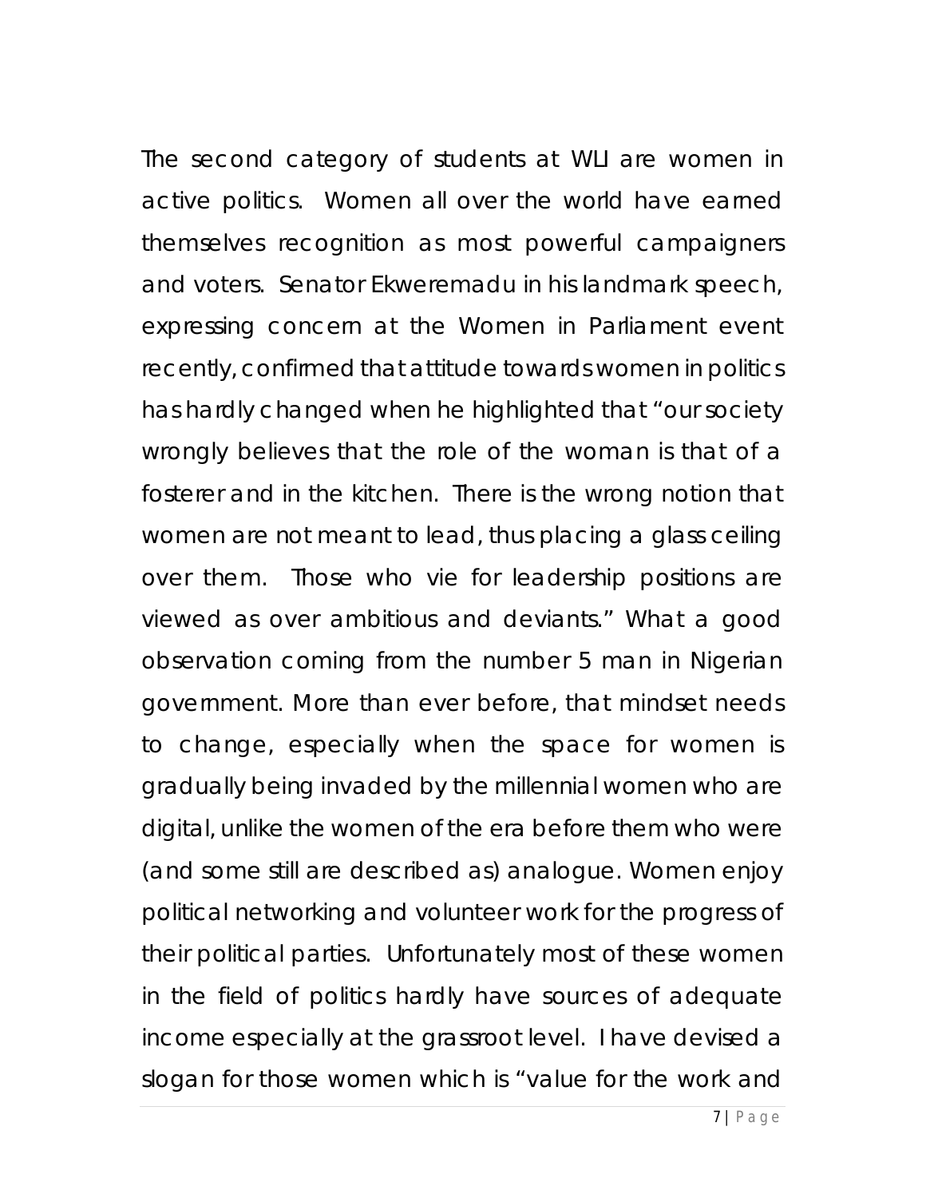The second category of students at WLI are women in active politics. Women all over the world have earned themselves recognition as most powerful campaigners and voters. Senator Ekweremadu in his landmark speech, expressing concern at the Women in Parliament event recently, confirmed that attitude towards women in politics has hardly changed when he highlighted that "our society wrongly believes that the role of the woman is that of a fosterer and in the kitchen. There is the wrong notion that women are not meant to lead, thus placing a glass ceiling over them. Those who vie for leadership positions are viewed as over ambitious and deviants." What a good observation coming from the number 5 man in Nigerian government. More than ever before, that mindset needs to change, especially when the space for women is gradually being invaded by the millennial women who are digital, unlike the women of the era before them who were (and some still are described as) analogue. Women enjoy political networking and volunteer work for the progress of their political parties. Unfortunately most of these women in the field of politics hardly have sources of adequate income especially at the grassroot level. I have devised a slogan for those women which is "value for the work and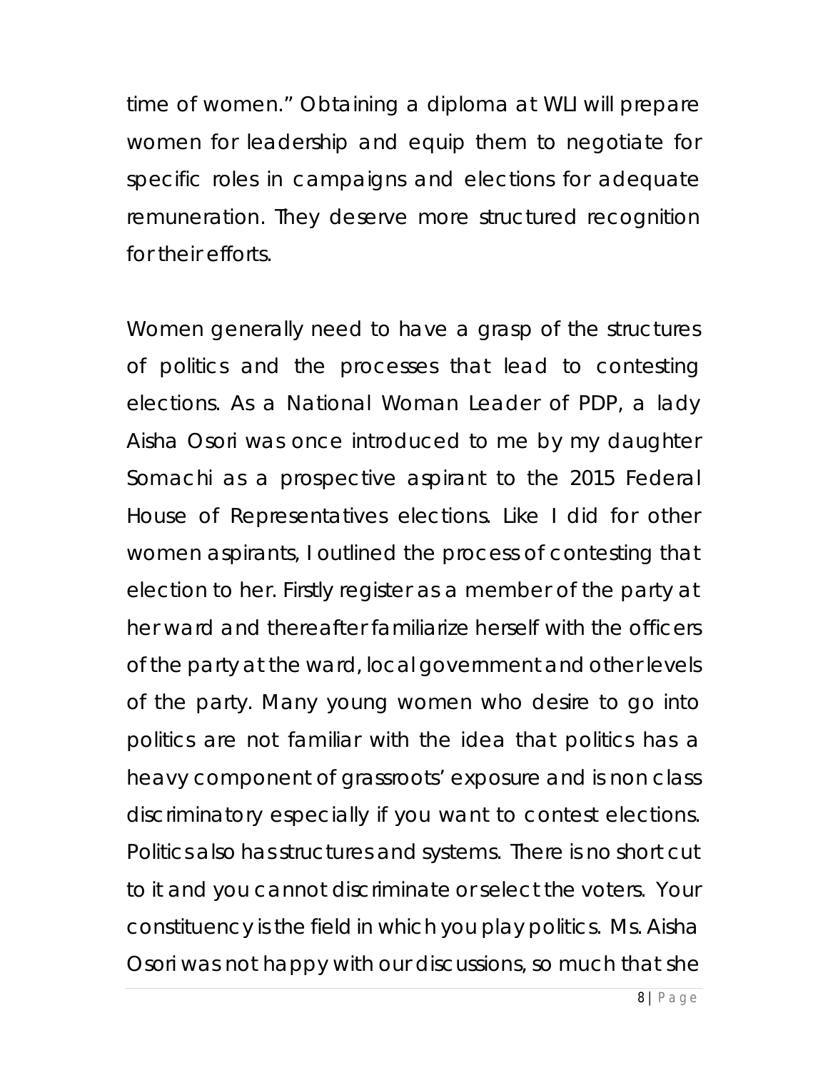time of women." Obtaining a diploma at WLI will prepare women for leadership and equip them to negotiate for specific roles in campaigns and elections for adequate remuneration. They deserve more structured recognition for their efforts.

Women generally need to have a grasp of the structures of politics and the processes that lead to contesting elections. As a National Woman Leader of PDP, a lady Aisha Osori was once introduced to me by my daughter Somachi as a prospective aspirant to the 2015 Federal House of Representatives elections. Like I did for other women aspirants, I outlined the process of contesting that election to her. Firstly register as a member of the party at her ward and thereafter familiarize herself with the officers of the party at the ward, local government and other levels of the party. Many young women who desire to go into politics are not familiar with the idea that politics has a heavy component of grassroots' exposure and is non class discriminatory especially if you want to contest elections. Politics also has structures and systems. There is no short cut to it and you cannot discriminate or select the voters. Your constituency is the field in which you play politics. Ms. Aisha Osori was not happy with our discussions, so much that she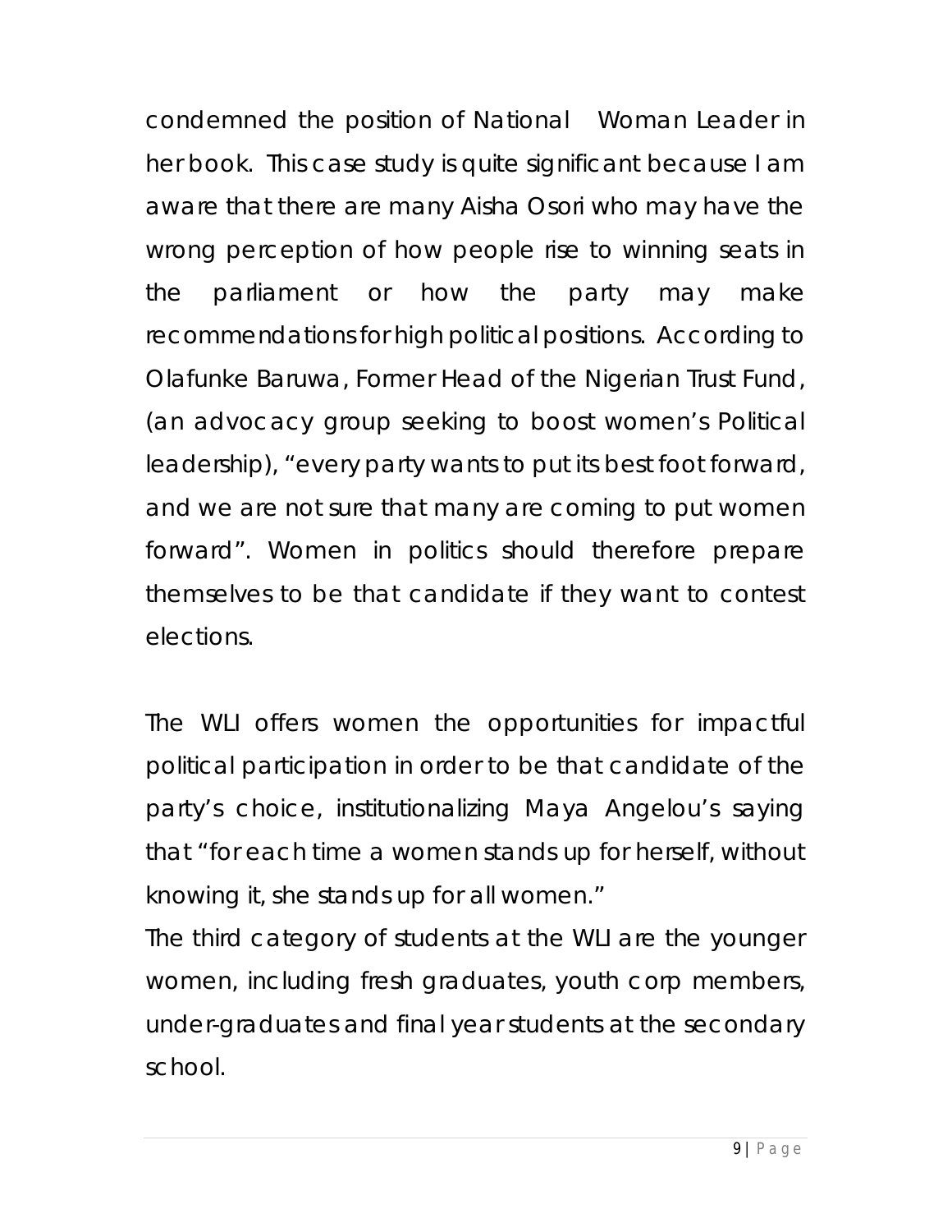condemned the position of National Woman Leader in her book. This case study is quite significant because I am aware that there are many Aisha Osori who may have the wrong perception of how people rise to winning seats in the parliament or how the party may make recommendations for high political positions. According to Olafunke Baruwa, Former Head of the Nigerian Trust Fund, (an advocacy group seeking to boost women's Political leadership), "every party wants to put its best foot forward, and we are not sure that many are coming to put women forward". Women in politics should therefore prepare themselves to be that candidate if they want to contest elections.

The WLI offers women the opportunities for impactful political participation in order to be that candidate of the party's choice, institutionalizing Maya Angelou's saying that "for each time a women stands up for herself, without knowing it, she stands up for all women."

The third category of students at the WLI are the younger women, including fresh graduates, youth corp members, under-graduates and final year students at the secondary school.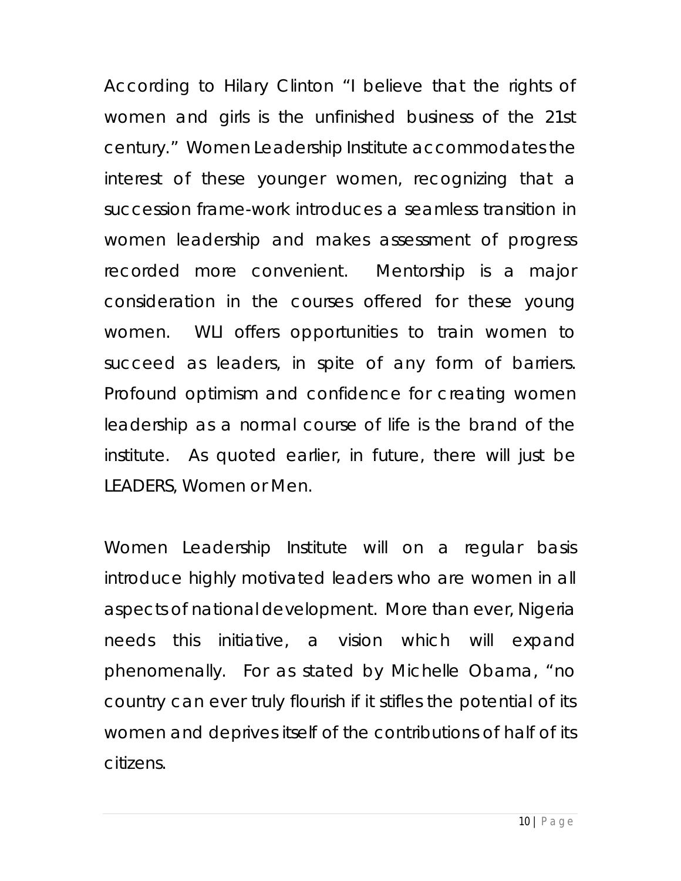According to Hilary Clinton "I believe that the rights of women and girls is the unfinished business of the 21st century." Women Leadership Institute accommodates the interest of these younger women, recognizing that a succession frame-work introduces a seamless transition in women leadership and makes assessment of progress recorded more convenient. Mentorship is a major consideration in the courses offered for these young women. WLI offers opportunities to train women to succeed as leaders, in spite of any form of barriers. Profound optimism and confidence for creating women leadership as a normal course of life is the brand of the institute. As quoted earlier, in future, there will just be LEADERS, Women or Men.

Women Leadership Institute will on a regular basis introduce highly motivated leaders who are women in all aspects of national development. More than ever, Nigeria needs this initiative, a vision which will expand phenomenally. For as stated by Michelle Obama, "no country can ever truly flourish if it stifles the potential of its women and deprives itself of the contributions of half of its citizens.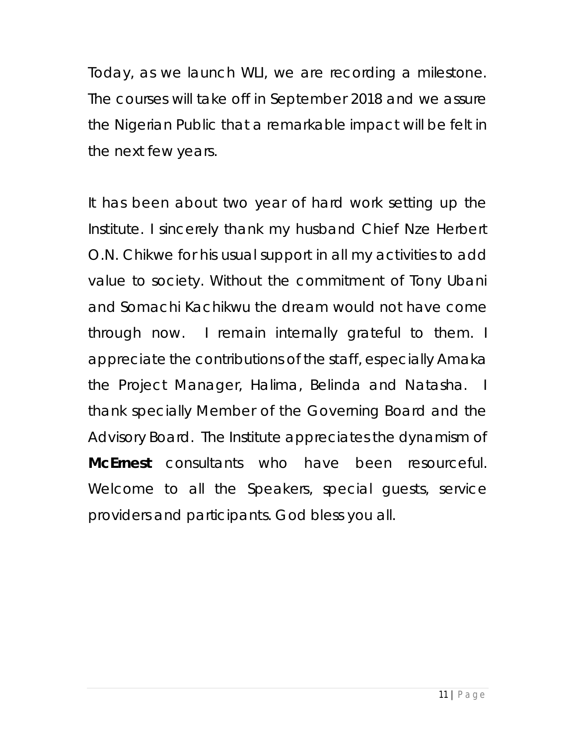Today, as we launch WLI, we are recording a milestone. The courses will take off in September 2018 and we assure the Nigerian Public that a remarkable impact will be felt in the next few years.

It has been about two year of hard work setting up the Institute. I sincerely thank my husband Chief Nze Herbert O.N. Chikwe for his usual support in all my activities to add value to society. Without the commitment of Tony Ubani and Somachi Kachikwu the dream would not have come through now. I remain internally grateful to them. I appreciate the contributions of the staff, especially Amaka the Project Manager, Halima, Belinda and Natasha. I thank specially Member of the Governing Board and the Advisory Board. The Institute appreciates the dynamism of **McErnest** consultants who have been resourceful. Welcome to all the Speakers, special guests, service providers and participants. God bless you all.